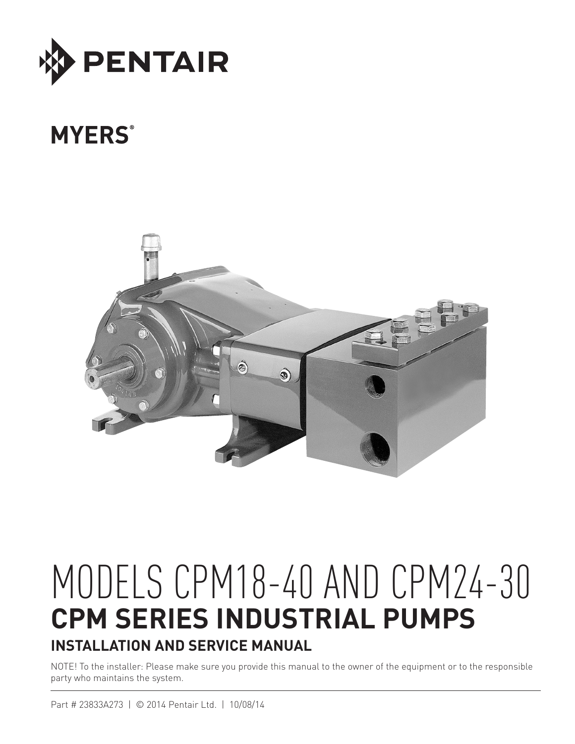PENTAIR

MYERS®

# MODELS CPM18-40 AND CPM24-30

# CPM SERIES INDUSTRIAL PUMPS

## INSTALLATION AND SERVICE MANUAL

NOTE! To the installer: Please make sure you provide this manual to the owner of the equipment or to the responsible party who maintains the system.

Part # 23833A273 | © 2014 Pentair Ltd. | 10/08/14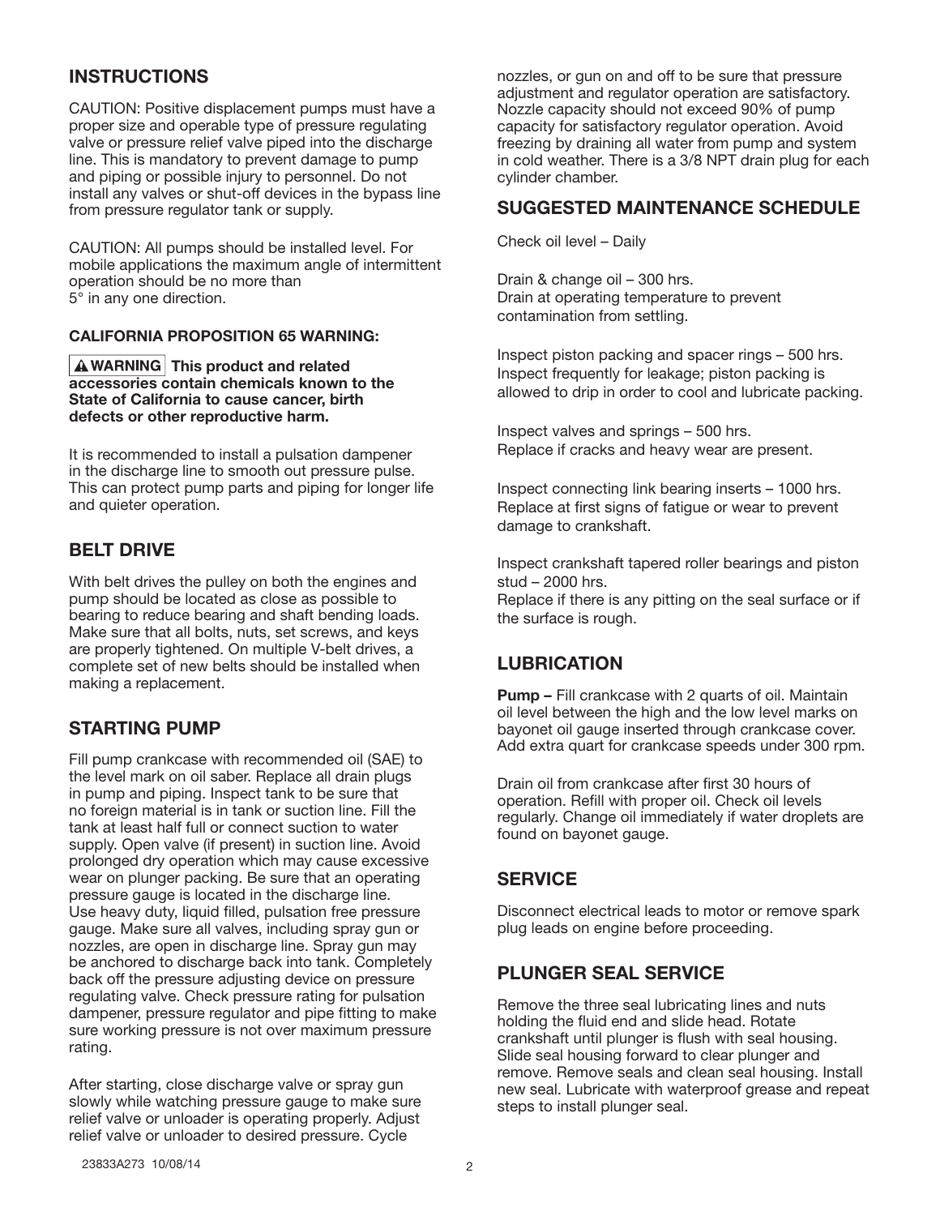## INSTRUCTIONS

CAUTION: Positive displacement pumps must have a proper size and operable type of pressure regulating valve or pressure relief valve piped into the discharge line. This is mandatory to prevent damage to pump and piping or possible injury to personnel. Do not install any valves or shut-off devices in the bypass line from pressure regulator tank or supply.

CAUTION: All pumps should be installed level. For mobile applications the maximum angle of intermittent operation should be no more than 5° in any one direction.

**CALIFORNIA PROPOSITION 65 WARNING:**

**⚠WARNING This product and related accessories contain chemicals known to the State of California to cause cancer, birth defects or other reproductive harm.**

It is recommended to install a pulsation dampener in the discharge line to smooth out pressure pulse. This can protect pump parts and piping for longer life and quieter operation.

## BELT DRIVE

With belt drives the pulley on both the engines and pump should be located as close as possible to bearing to reduce bearing and shaft bending loads. Make sure that all bolts, nuts, set screws, and keys are properly tightened. On multiple V-belt drives, a complete set of new belts should be installed when making a replacement.

## STARTING PUMP

Fill pump crankcase with recommended oil (SAE) to the level mark on oil saber. Replace all drain plugs in pump and piping. Inspect tank to be sure that no foreign material is in tank or suction line. Fill the tank at least half full or connect suction to water supply. Open valve (if present) in suction line. Avoid prolonged dry operation which may cause excessive wear on plunger packing. Be sure that an operating pressure gauge is located in the discharge line. Use heavy duty, liquid filled, pulsation free pressure gauge. Make sure all valves, including spray gun or nozzles, are open in discharge line. Spray gun may be anchored to discharge back into tank. Completely back off the pressure adjusting device on pressure regulating valve. Check pressure rating for pulsation dampener, pressure regulator and pipe fitting to make sure working pressure is not over maximum pressure rating.

After starting, close discharge valve or spray gun slowly while watching pressure gauge to make sure relief valve or unloader is operating properly. Adjust relief valve or unloader to desired pressure. Cycle nozzles, or gun on and off to be sure that pressure adjustment and regulator operation are satisfactory. Nozzle capacity should not exceed 90% of pump capacity for satisfactory regulator operation. Avoid freezing by draining all water from pump and system in cold weather. There is a 3/8 NPT drain plug for each cylinder chamber.

## SUGGESTED MAINTENANCE SCHEDULE

Check oil level – Daily

Drain & change oil – 300 hrs.
Drain at operating temperature to prevent contamination from settling.

Inspect piston packing and spacer rings – 500 hrs.
Inspect frequently for leakage; piston packing is allowed to drip in order to cool and lubricate packing.

Inspect valves and springs – 500 hrs.
Replace if cracks and heavy wear are present.

Inspect connecting link bearing inserts – 1000 hrs.
Replace at first signs of fatigue or wear to prevent damage to crankshaft.

Inspect crankshaft tapered roller bearings and piston stud – 2000 hrs.
Replace if there is any pitting on the seal surface or if the surface is rough.

## LUBRICATION

**Pump –** Fill crankcase with 2 quarts of oil. Maintain oil level between the high and the low level marks on bayonet oil gauge inserted through crankcase cover. Add extra quart for crankcase speeds under 300 rpm.

Drain oil from crankcase after first 30 hours of operation. Refill with proper oil. Check oil levels regularly. Change oil immediately if water droplets are found on bayonet gauge.

## SERVICE

Disconnect electrical leads to motor or remove spark plug leads on engine before proceeding.

## PLUNGER SEAL SERVICE

Remove the three seal lubricating lines and nuts holding the fluid end and slide head. Rotate crankshaft until plunger is flush with seal housing. Slide seal housing forward to clear plunger and remove. Remove seals and clean seal housing. Install new seal. Lubricate with waterproof grease and repeat steps to install plunger seal.

23833A273 10/08/14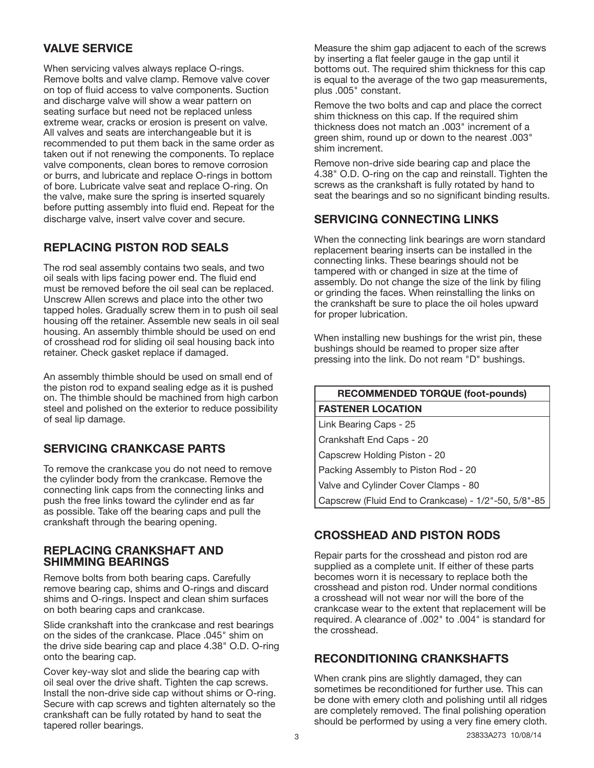## VALVE SERVICE

When servicing valves always replace O-rings. Remove bolts and valve clamp. Remove valve cover on top of fluid access to valve components. Suction and discharge valve will show a wear pattern on seating surface but need not be replaced unless extreme wear, cracks or erosion is present on valve. All valves and seats are interchangeable but it is recommended to put them back in the same order as taken out if not renewing the components. To replace valve components, clean bores to remove corrosion or burrs, and lubricate and replace O-rings in bottom of bore. Lubricate valve seat and replace O-ring. On the valve, make sure the spring is inserted squarely before putting assembly into fluid end. Repeat for the discharge valve, insert valve cover and secure.

## REPLACING PISTON ROD SEALS

The rod seal assembly contains two seals, and two oil seals with lips facing power end. The fluid end must be removed before the oil seal can be replaced. Unscrew Allen screws and place into the other two tapped holes. Gradually screw them in to push oil seal housing off the retainer. Assemble new seals in oil seal housing. An assembly thimble should be used on end of crosshead rod for sliding oil seal housing back into retainer. Check gasket replace if damaged.

An assembly thimble should be used on small end of the piston rod to expand sealing edge as it is pushed on. The thimble should be machined from high carbon steel and polished on the exterior to reduce possibility of seal lip damage.

## SERVICING CRANKCASE PARTS

To remove the crankcase you do not need to remove the cylinder body from the crankcase. Remove the connecting link caps from the connecting links and push the free links toward the cylinder end as far as possible. Take off the bearing caps and pull the crankshaft through the bearing opening.

### REPLACING CRANKSHAFT AND SHIMMING BEARINGS

Remove bolts from both bearing caps. Carefully remove bearing cap, shims and O-rings and discard shims and O-rings. Inspect and clean shim surfaces on both bearing caps and crankcase.

Slide crankshaft into the crankcase and rest bearings on the sides of the crankcase. Place .045" shim on the drive side bearing cap and place 4.38" O.D. O-ring onto the bearing cap.

Cover key-way slot and slide the bearing cap with oil seal over the drive shaft. Tighten the cap screws. Install the non-drive side cap without shims or O-ring. Secure with cap screws and tighten alternately so the crankshaft can be fully rotated by hand to seat the tapered roller bearings.

Measure the shim gap adjacent to each of the screws by inserting a flat feeler gauge in the gap until it bottoms out. The required shim thickness for this cap is equal to the average of the two gap measurements, plus .005" constant.

Remove the two bolts and cap and place the correct shim thickness on this cap. If the required shim thickness does not match an .003" increment of a green shim, round up or down to the nearest .003" shim increment.

Remove non-drive side bearing cap and place the 4.38" O.D. O-ring on the cap and reinstall. Tighten the screws as the crankshaft is fully rotated by hand to seat the bearings and so no significant binding results.

## SERVICING CONNECTING LINKS

When the connecting link bearings are worn standard replacement bearing inserts can be installed in the connecting links. These bearings should not be tampered with or changed in size at the time of assembly. Do not change the size of the link by filing or grinding the faces. When reinstalling the links on the crankshaft be sure to place the oil holes upward for proper lubrication.

When installing new bushings for the wrist pin, these bushings should be reamed to proper size after pressing into the link. Do not ream "D" bushings.

| RECOMMENDED TORQUE (foot-pounds) |
|---|
| **FASTENER LOCATION** |
| Link Bearing Caps - 25 |
| Crankshaft End Caps - 20 |
| Capscrew Holding Piston - 20 |
| Packing Assembly to Piston Rod - 20 |
| Valve and Cylinder Cover Clamps - 80 |
| Capscrew (Fluid End to Crankcase) - 1/2"-50, 5/8"-85 |

## CROSSHEAD AND PISTON RODS

Repair parts for the crosshead and piston rod are supplied as a complete unit. If either of these parts becomes worn it is necessary to replace both the crosshead and piston rod. Under normal conditions a crosshead will not wear nor will the bore of the crankcase wear to the extent that replacement will be required. A clearance of .002" to .004" is standard for the crosshead.

## RECONDITIONING CRANKSHAFTS

When crank pins are slightly damaged, they can sometimes be reconditioned for further use. This can be done with emery cloth and polishing until all ridges are completely removed. The final polishing operation should be performed by using a very fine emery cloth.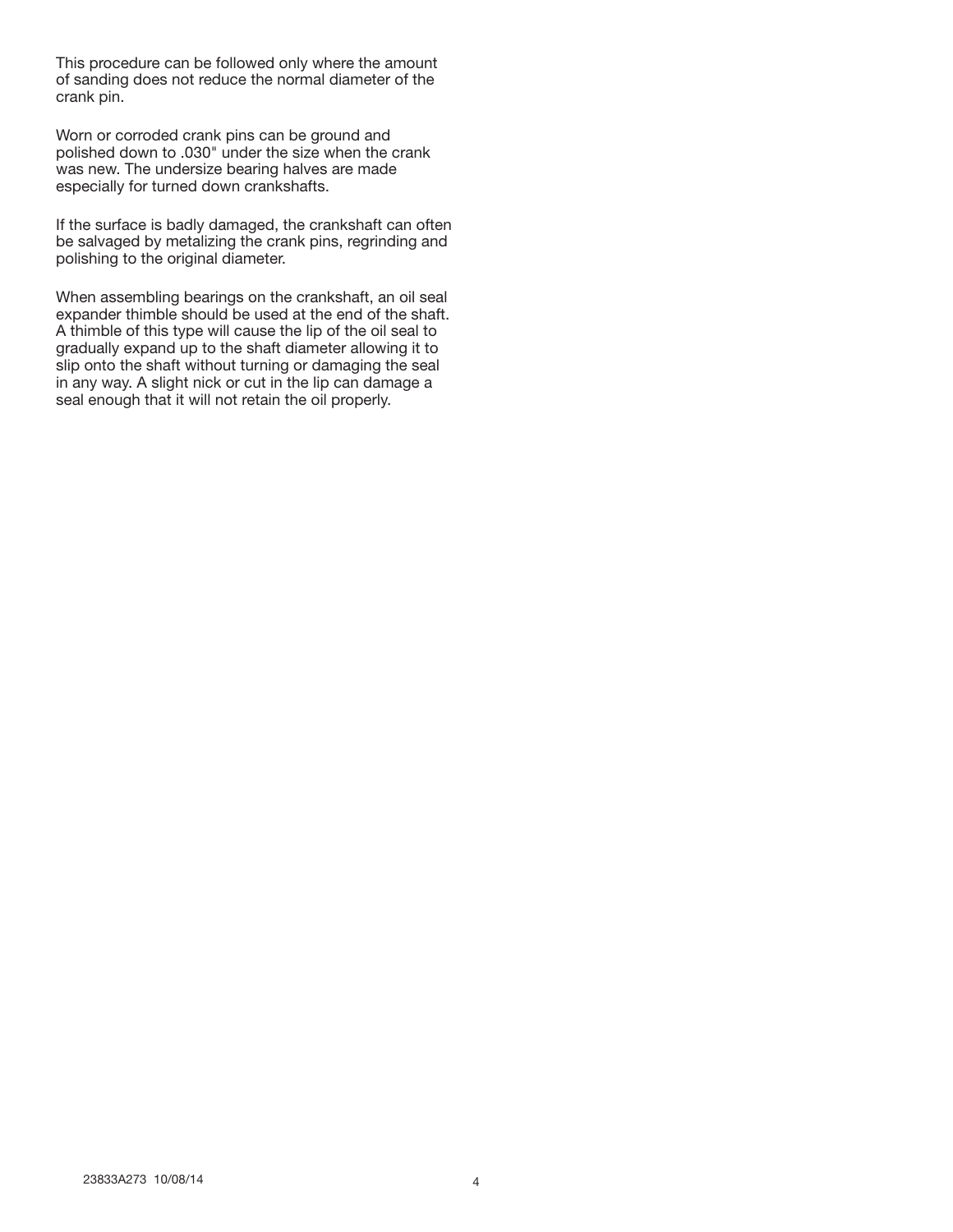This procedure can be followed only where the amount of sanding does not reduce the normal diameter of the crank pin.

Worn or corroded crank pins can be ground and polished down to .030" under the size when the crank was new. The undersize bearing halves are made especially for turned down crankshafts.

If the surface is badly damaged, the crankshaft can often be salvaged by metalizing the crank pins, regrinding and polishing to the original diameter.

When assembling bearings on the crankshaft, an oil seal expander thimble should be used at the end of the shaft. A thimble of this type will cause the lip of the oil seal to gradually expand up to the shaft diameter allowing it to slip onto the shaft without turning or damaging the seal in any way. A slight nick or cut in the lip can damage a seal enough that it will not retain the oil properly.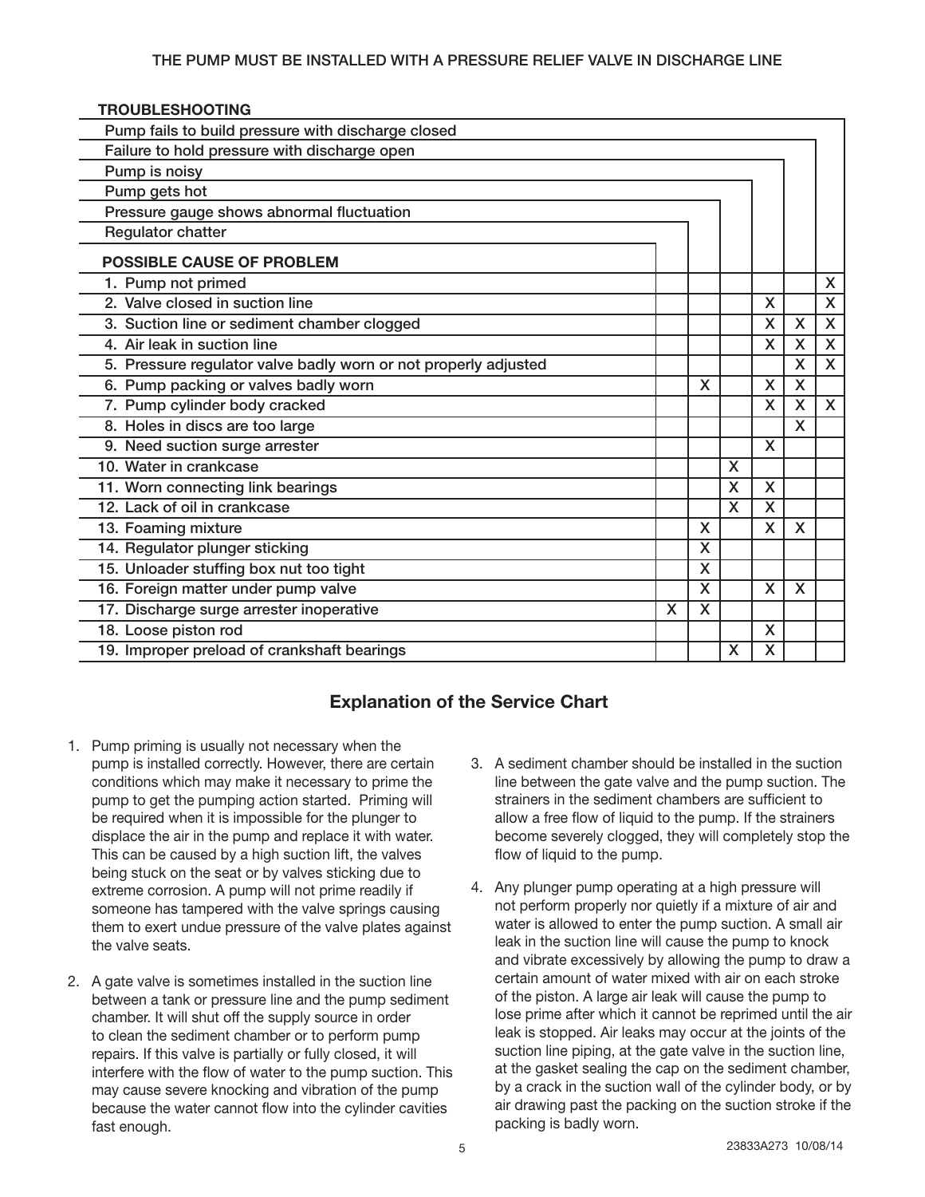THE PUMP MUST BE INSTALLED WITH A PRESSURE RELIEF VALVE IN DISCHARGE LINE

## TROUBLESHOOTING

| POSSIBLE CAUSE OF PROBLEM | Regulator chatter | Pressure gauge shows abnormal fluctuation | Pump gets hot | Pump is noisy | Failure to hold pressure with discharge open | Pump fails to build pressure with discharge closed |
|---|---|---|---|---|---|---|
| 1. Pump not primed | | | | | | X |
| 2. Valve closed in suction line | | | | X | | X |
| 3. Suction line or sediment chamber clogged | | | | X | X | X |
| 4. Air leak in suction line | | | | X | X | X |
| 5. Pressure regulator valve badly worn or not properly adjusted | | | | | X | X |
| 6. Pump packing or valves badly worn | | X | | X | X | |
| 7. Pump cylinder body cracked | | | | X | X | X |
| 8. Holes in discs are too large | | | | | X | |
| 9. Need suction surge arrester | | | | X | | |
| 10. Water in crankcase | | | X | | | |
| 11. Worn connecting link bearings | | | X | X | | |
| 12. Lack of oil in crankcase | | | X | X | | |
| 13. Foaming mixture | | X | | X | X | |
| 14. Regulator plunger sticking | | X | | | | |
| 15. Unloader stuffing box nut too tight | | X | | | | |
| 16. Foreign matter under pump valve | | X | | X | X | |
| 17. Discharge surge arrester inoperative | X | X | | | | |
| 18. Loose piston rod | | | | X | | |
| 19. Improper preload of crankshaft bearings | | | X | X | | |

## Explanation of the Service Chart

1. Pump priming is usually not necessary when the pump is installed correctly. However, there are certain conditions which may make it necessary to prime the pump to get the pumping action started. Priming will be required when it is impossible for the plunger to displace the air in the pump and replace it with water. This can be caused by a high suction lift, the valves being stuck on the seat or by valves sticking due to extreme corrosion. A pump will not prime readily if someone has tampered with the valve springs causing them to exert undue pressure of the valve plates against the valve seats.

2. A gate valve is sometimes installed in the suction line between a tank or pressure line and the pump sediment chamber. It will shut off the supply source in order to clean the sediment chamber or to perform pump repairs. If this valve is partially or fully closed, it will interfere with the flow of water to the pump suction. This may cause severe knocking and vibration of the pump because the water cannot flow into the cylinder cavities fast enough.

3. A sediment chamber should be installed in the suction line between the gate valve and the pump suction. The strainers in the sediment chambers are sufficient to allow a free flow of liquid to the pump. If the strainers become severely clogged, they will completely stop the flow of liquid to the pump.

4. Any plunger pump operating at a high pressure will not perform properly nor quietly if a mixture of air and water is allowed to enter the pump suction. A small air leak in the suction line will cause the pump to knock and vibrate excessively by allowing the pump to draw a certain amount of water mixed with air on each stroke of the piston. A large air leak will cause the pump to lose prime after which it cannot be reprimed until the air leak is stopped. Air leaks may occur at the joints of the suction line piping, at the gate valve in the suction line, at the gasket sealing the cap on the sediment chamber, by a crack in the suction wall of the cylinder body, or by air drawing past the packing on the suction stroke if the packing is badly worn.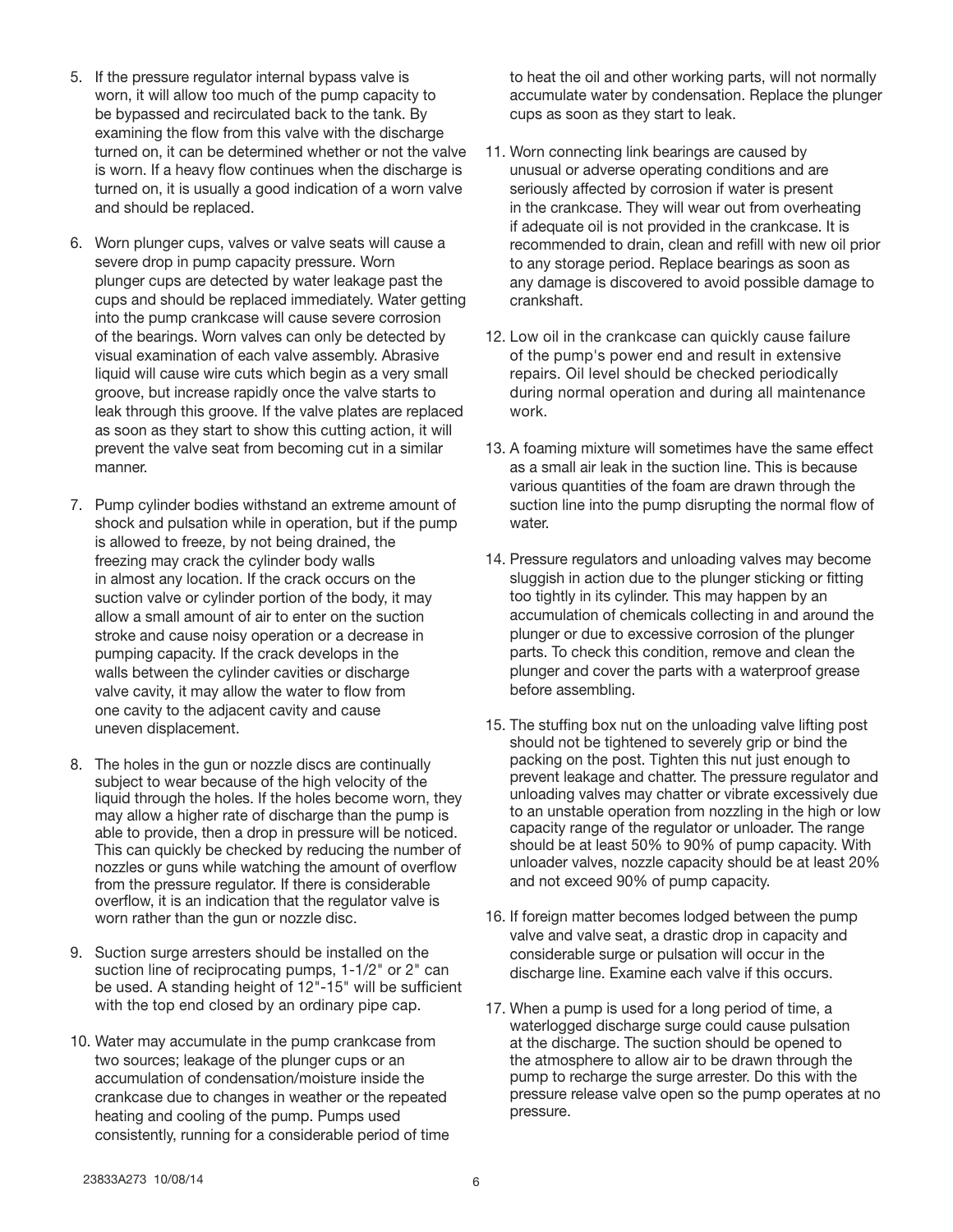5. If the pressure regulator internal bypass valve is worn, it will allow too much of the pump capacity to be bypassed and recirculated back to the tank. By examining the flow from this valve with the discharge turned on, it can be determined whether or not the valve is worn. If a heavy flow continues when the discharge is turned on, it is usually a good indication of a worn valve and should be replaced.

6. Worn plunger cups, valves or valve seats will cause a severe drop in pump capacity pressure. Worn plunger cups are detected by water leakage past the cups and should be replaced immediately. Water getting into the pump crankcase will cause severe corrosion of the bearings. Worn valves can only be detected by visual examination of each valve assembly. Abrasive liquid will cause wire cuts which begin as a very small groove, but increase rapidly once the valve starts to leak through this groove. If the valve plates are replaced as soon as they start to show this cutting action, it will prevent the valve seat from becoming cut in a similar manner.

7. Pump cylinder bodies withstand an extreme amount of shock and pulsation while in operation, but if the pump is allowed to freeze, by not being drained, the freezing may crack the cylinder body walls in almost any location. If the crack occurs on the suction valve or cylinder portion of the body, it may allow a small amount of air to enter on the suction stroke and cause noisy operation or a decrease in pumping capacity. If the crack develops in the walls between the cylinder cavities or discharge valve cavity, it may allow the water to flow from one cavity to the adjacent cavity and cause uneven displacement.

8. The holes in the gun or nozzle discs are continually subject to wear because of the high velocity of the liquid through the holes. If the holes become worn, they may allow a higher rate of discharge than the pump is able to provide, then a drop in pressure will be noticed. This can quickly be checked by reducing the number of nozzles or guns while watching the amount of overflow from the pressure regulator. If there is considerable overflow, it is an indication that the regulator valve is worn rather than the gun or nozzle disc.

9. Suction surge arresters should be installed on the suction line of reciprocating pumps, 1-1/2" or 2" can be used. A standing height of 12"-15" will be sufficient with the top end closed by an ordinary pipe cap.

10. Water may accumulate in the pump crankcase from two sources; leakage of the plunger cups or an accumulation of condensation/moisture inside the crankcase due to changes in weather or the repeated heating and cooling of the pump. Pumps used consistently, running for a considerable period of time to heat the oil and other working parts, will not normally accumulate water by condensation. Replace the plunger cups as soon as they start to leak.

11. Worn connecting link bearings are caused by unusual or adverse operating conditions and are seriously affected by corrosion if water is present in the crankcase. They will wear out from overheating if adequate oil is not provided in the crankcase. It is recommended to drain, clean and refill with new oil prior to any storage period. Replace bearings as soon as any damage is discovered to avoid possible damage to crankshaft.

12. Low oil in the crankcase can quickly cause failure of the pump's power end and result in extensive repairs. Oil level should be checked periodically during normal operation and during all maintenance work.

13. A foaming mixture will sometimes have the same effect as a small air leak in the suction line. This is because various quantities of the foam are drawn through the suction line into the pump disrupting the normal flow of water.

14. Pressure regulators and unloading valves may become sluggish in action due to the plunger sticking or fitting too tightly in its cylinder. This may happen by an accumulation of chemicals collecting in and around the plunger or due to excessive corrosion of the plunger parts. To check this condition, remove and clean the plunger and cover the parts with a waterproof grease before assembling.

15. The stuffing box nut on the unloading valve lifting post should not be tightened to severely grip or bind the packing on the post. Tighten this nut just enough to prevent leakage and chatter. The pressure regulator and unloading valves may chatter or vibrate excessively due to an unstable operation from nozzling in the high or low capacity range of the regulator or unloader. The range should be at least 50% to 90% of pump capacity. With unloader valves, nozzle capacity should be at least 20% and not exceed 90% of pump capacity.

16. If foreign matter becomes lodged between the pump valve and valve seat, a drastic drop in capacity and considerable surge or pulsation will occur in the discharge line. Examine each valve if this occurs.

17. When a pump is used for a long period of time, a waterlogged discharge surge could cause pulsation at the discharge. The suction should be opened to the atmosphere to allow air to be drawn through the pump to recharge the surge arrester. Do this with the pressure release valve open so the pump operates at no pressure.

23833A273 10/08/14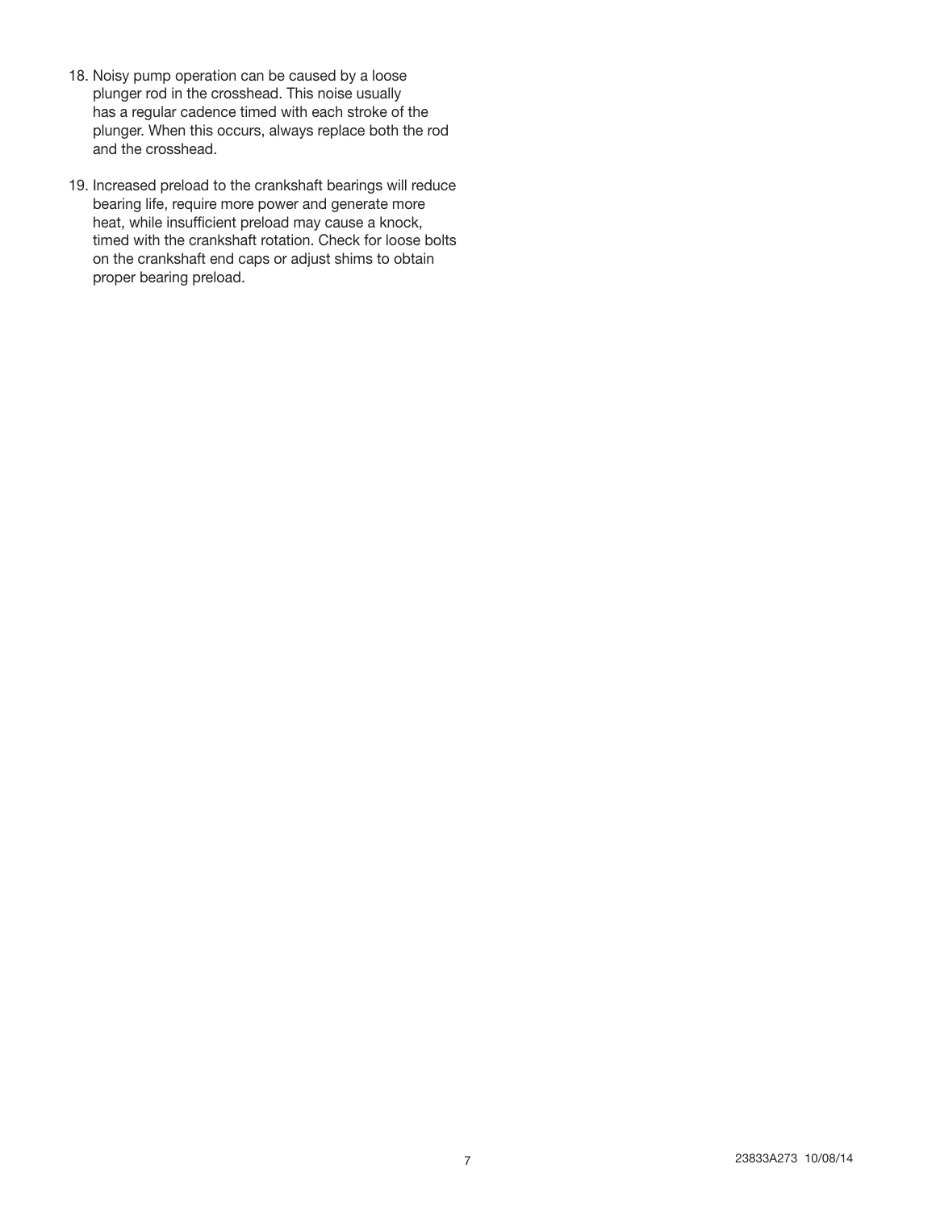18. Noisy pump operation can be caused by a loose plunger rod in the crosshead. This noise usually has a regular cadence timed with each stroke of the plunger. When this occurs, always replace both the rod and the crosshead.

19. Increased preload to the crankshaft bearings will reduce bearing life, require more power and generate more heat, while insufficient preload may cause a knock, timed with the crankshaft rotation. Check for loose bolts on the crankshaft end caps or adjust shims to obtain proper bearing preload.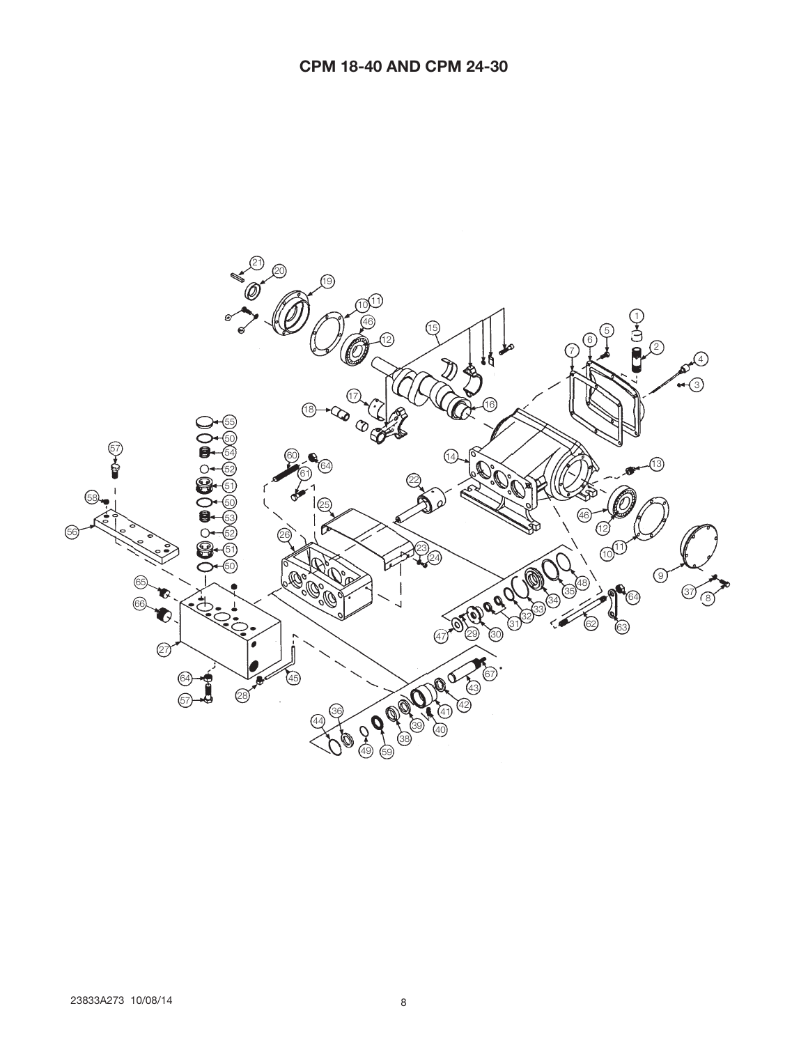# CPM 18-40 AND CPM 24-30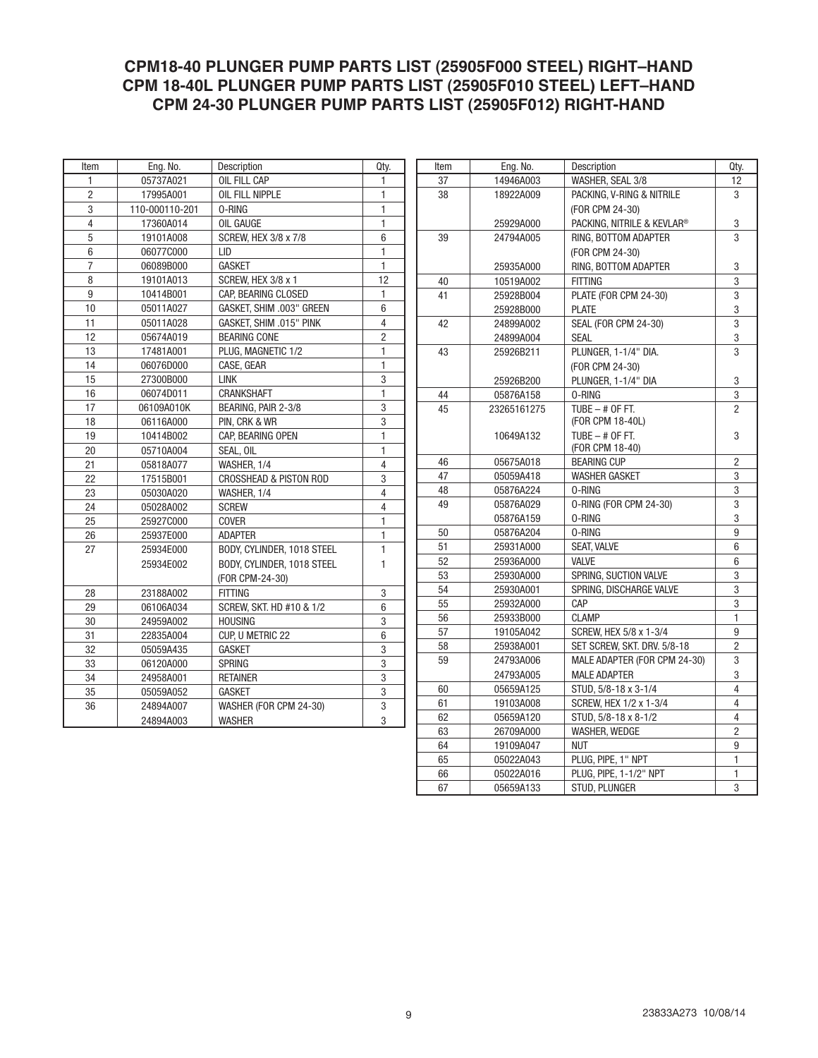# CPM18-40 PLUNGER PUMP PARTS LIST (25905F000 STEEL) RIGHT–HAND
# CPM 18-40L PLUNGER PUMP PARTS LIST (25905F010 STEEL) LEFT–HAND
# CPM 24-30 PLUNGER PUMP PARTS LIST (25905F012) RIGHT-HAND

| Item | Eng. No. | Description | Qty. |
|---|---|---|---|
| 1 | 05737A021 | OIL FILL CAP | 1 |
| 2 | 17995A001 | OIL FILL NIPPLE | 1 |
| 3 | 110-000110-201 | O-RING | 1 |
| 4 | 17360A014 | OIL GAUGE | 1 |
| 5 | 19101A008 | SCREW, HEX 3/8 x 7/8 | 6 |
| 6 | 06077C000 | LID | 1 |
| 7 | 06089B000 | GASKET | 1 |
| 8 | 19101A013 | SCREW, HEX 3/8 x 1 | 12 |
| 9 | 10414B001 | CAP, BEARING CLOSED | 1 |
| 10 | 05011A027 | GASKET, SHIM .003" GREEN | 6 |
| 11 | 05011A028 | GASKET, SHIM .015" PINK | 4 |
| 12 | 05674A019 | BEARING CONE | 2 |
| 13 | 17481A001 | PLUG, MAGNETIC 1/2 | 1 |
| 14 | 06076D000 | CASE, GEAR | 1 |
| 15 | 27300B000 | LINK | 3 |
| 16 | 06074D011 | CRANKSHAFT | 1 |
| 17 | 06109A010K | BEARING, PAIR 2-3/8 | 3 |
| 18 | 06116A000 | PIN, CRK & WR | 3 |
| 19 | 10414B002 | CAP, BEARING OPEN | 1 |
| 20 | 05710A004 | SEAL, OIL | 1 |
| 21 | 05818A077 | WASHER, 1/4 | 4 |
| 22 | 17515B001 | CROSSHEAD & PISTON ROD | 3 |
| 23 | 05030A020 | WASHER, 1/4 | 4 |
| 24 | 05028A002 | SCREW | 4 |
| 25 | 25927C000 | COVER | 1 |
| 26 | 25937E000 | ADAPTER | 1 |
| 27 | 25934E000 | BODY, CYLINDER, 1018 STEEL | 1 |
| | 25934E002 | BODY, CYLINDER, 1018 STEEL (FOR CPM-24-30) | 1 |
| 28 | 23188A002 | FITTING | 3 |
| 29 | 06106A034 | SCREW, SKT. HD #10 & 1/2 | 6 |
| 30 | 24959A002 | HOUSING | 3 |
| 31 | 22835A004 | CUP, U METRIC 22 | 6 |
| 32 | 05059A435 | GASKET | 3 |
| 33 | 06120A000 | SPRING | 3 |
| 34 | 24958A001 | RETAINER | 3 |
| 35 | 05059A052 | GASKET | 3 |
| 36 | 24894A007 | WASHER (FOR CPM 24-30) | 3 |
| | 24894A003 | WASHER | 3 |
| 37 | 14946A003 | WASHER, SEAL 3/8 | 12 |
| 38 | 18922A009 | PACKING, V-RING & NITRILE (FOR CPM 24-30) | 3 |
| | 25929A000 | PACKING, NITRILE & KEVLAR® | 3 |
| 39 | 24794A005 | RING, BOTTOM ADAPTER (FOR CPM 24-30) | 3 |
| | 25935A000 | RING, BOTTOM ADAPTER | 3 |
| 40 | 10519A002 | FITTING | 3 |
| 41 | 25928B004 | PLATE (FOR CPM 24-30) | 3 |
| | 25928B000 | PLATE | 3 |
| 42 | 24899A002 | SEAL (FOR CPM 24-30) | 3 |
| | 24899A004 | SEAL | 3 |
| 43 | 25926B211 | PLUNGER, 1-1/4" DIA. (FOR CPM 24-30) | 3 |
| | 25926B200 | PLUNGER, 1-1/4" DIA | 3 |
| 44 | 05876A158 | O-RING | 3 |
| 45 | 23265161275 | TUBE – # OF FT. (FOR CPM 18-40L) | 2 |
| | 10649A132 | TUBE – # OF FT. (FOR CPM 18-40) | 3 |
| 46 | 05675A018 | BEARING CUP | 2 |
| 47 | 05059A418 | WASHER GASKET | 3 |
| 48 | 05876A224 | O-RING | 3 |
| 49 | 05876A029 | O-RING (FOR CPM 24-30) | 3 |
| | 05876A159 | O-RING | 3 |
| 50 | 05876A204 | O-RING | 9 |
| 51 | 25931A000 | SEAT, VALVE | 6 |
| 52 | 25936A000 | VALVE | 6 |
| 53 | 25930A000 | SPRING, SUCTION VALVE | 3 |
| 54 | 25930A001 | SPRING, DISCHARGE VALVE | 3 |
| 55 | 25932A000 | CAP | 3 |
| 56 | 25933B000 | CLAMP | 1 |
| 57 | 19105A042 | SCREW, HEX 5/8 x 1-3/4 | 9 |
| 58 | 25938A001 | SET SCREW, SKT. DRV. 5/8-18 | 2 |
| 59 | 24793A006 | MALE ADAPTER (FOR CPM 24-30) | 3 |
| | 24793A005 | MALE ADAPTER | 3 |
| 60 | 05659A125 | STUD, 5/8-18 x 3-1/4 | 4 |
| 61 | 19103A008 | SCREW, HEX 1/2 x 1-3/4 | 4 |
| 62 | 05659A120 | STUD, 5/8-18 x 8-1/2 | 4 |
| 63 | 26709A000 | WASHER, WEDGE | 2 |
| 64 | 19109A047 | NUT | 9 |
| 65 | 05022A043 | PLUG, PIPE, 1" NPT | 1 |
| 66 | 05022A016 | PLUG, PIPE, 1-1/2" NPT | 1 |
| 67 | 05659A133 | STUD, PLUNGER | 3 |

23833A273 10/08/14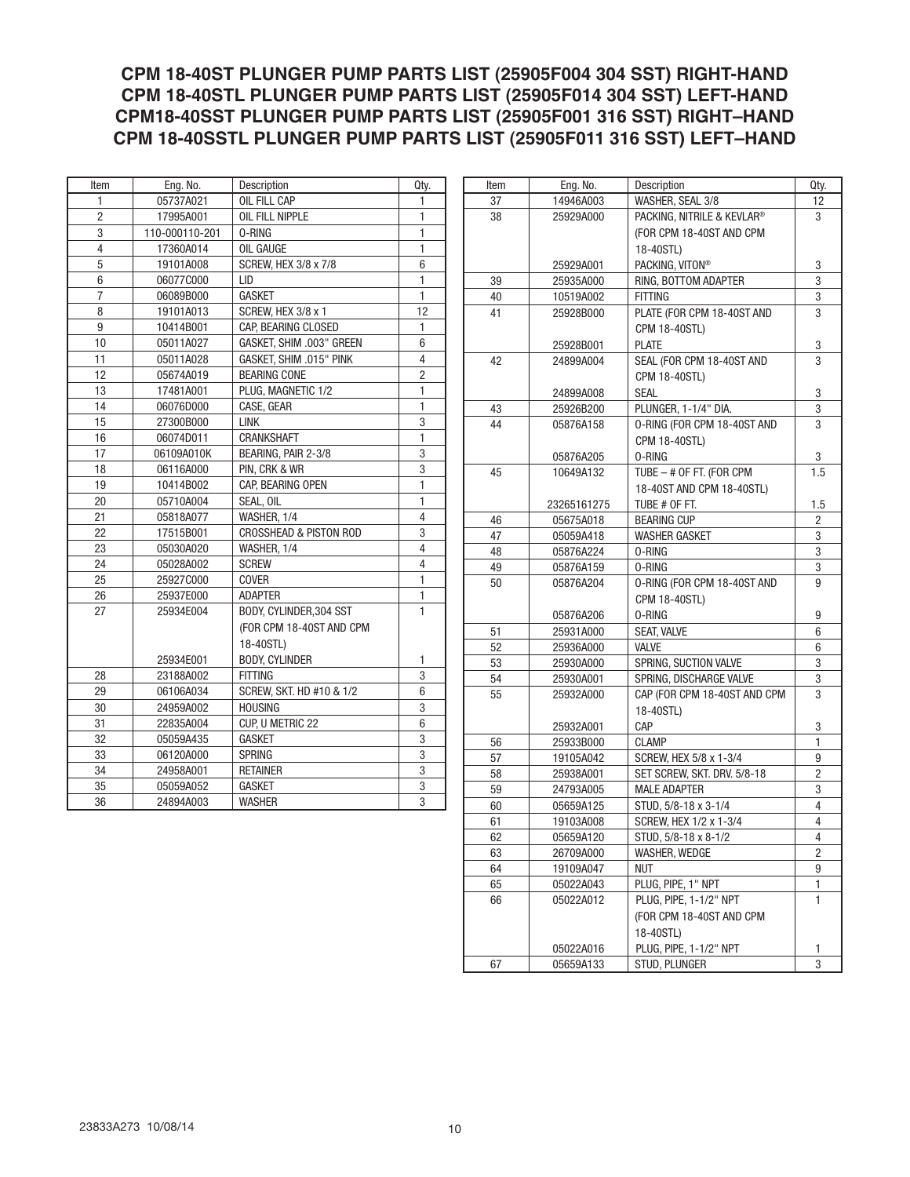# CPM 18-40ST PLUNGER PUMP PARTS LIST (25905F004 304 SST) RIGHT-HAND
# CPM 18-40STL PLUNGER PUMP PARTS LIST (25905F014 304 SST) LEFT-HAND
# CPM18-40SST PLUNGER PUMP PARTS LIST (25905F001 316 SST) RIGHT–HAND
# CPM 18-40SSTL PLUNGER PUMP PARTS LIST (25905F011 316 SST) LEFT–HAND

| Item | Eng. No. | Description | Qty. |
|---|---|---|---|
| 1 | 05737A021 | OIL FILL CAP | 1 |
| 2 | 17995A001 | OIL FILL NIPPLE | 1 |
| 3 | 110-000110-201 | O-RING | 1 |
| 4 | 17360A014 | OIL GAUGE | 1 |
| 5 | 19101A008 | SCREW, HEX 3/8 x 7/8 | 6 |
| 6 | 06077C000 | LID | 1 |
| 7 | 06089B000 | GASKET | 1 |
| 8 | 19101A013 | SCREW, HEX 3/8 x 1 | 12 |
| 9 | 10414B001 | CAP, BEARING CLOSED | 1 |
| 10 | 05011A027 | GASKET, SHIM .003" GREEN | 6 |
| 11 | 05011A028 | GASKET, SHIM .015" PINK | 4 |
| 12 | 05674A019 | BEARING CONE | 2 |
| 13 | 17481A001 | PLUG, MAGNETIC 1/2 | 1 |
| 14 | 06076D000 | CASE, GEAR | 1 |
| 15 | 27300B000 | LINK | 3 |
| 16 | 06074D011 | CRANKSHAFT | 1 |
| 17 | 06109A010K | BEARING, PAIR 2-3/8 | 3 |
| 18 | 06116A000 | PIN, CRK & WR | 3 |
| 19 | 10414B002 | CAP, BEARING OPEN | 1 |
| 20 | 05710A004 | SEAL, OIL | 1 |
| 21 | 05818A077 | WASHER, 1/4 | 4 |
| 22 | 17515B001 | CROSSHEAD & PISTON ROD | 3 |
| 23 | 05030A020 | WASHER, 1/4 | 4 |
| 24 | 05028A002 | SCREW | 4 |
| 25 | 25927C000 | COVER | 1 |
| 26 | 25937E000 | ADAPTER | 1 |
| 27 | 25934E004 | BODY, CYLINDER,304 SST (FOR CPM 18-40ST AND CPM 18-40STL) | 1 |
| | 25934E001 | BODY, CYLINDER | 1 |
| 28 | 23188A002 | FITTING | 3 |
| 29 | 06106A034 | SCREW, SKT. HD #10 & 1/2 | 6 |
| 30 | 24959A002 | HOUSING | 3 |
| 31 | 22835A004 | CUP, U METRIC 22 | 6 |
| 32 | 05059A435 | GASKET | 3 |
| 33 | 06120A000 | SPRING | 3 |
| 34 | 24958A001 | RETAINER | 3 |
| 35 | 05059A052 | GASKET | 3 |
| 36 | 24894A003 | WASHER | 3 |
| 37 | 14946A003 | WASHER, SEAL 3/8 | 12 |
| 38 | 25929A000 | PACKING, NITRILE & KEVLAR® (FOR CPM 18-40ST AND CPM 18-40STL) | 3 |
| | 25929A001 | PACKING, VITON® | 3 |
| 39 | 25935A000 | RING, BOTTOM ADAPTER | 3 |
| 40 | 10519A002 | FITTING | 3 |
| 41 | 25928B000 | PLATE (FOR CPM 18-40ST AND CPM 18-40STL) | 3 |
| | 25928B001 | PLATE | 3 |
| 42 | 24899A004 | SEAL (FOR CPM 18-40ST AND CPM 18-40STL) | 3 |
| | 24899A008 | SEAL | 3 |
| 43 | 25926B200 | PLUNGER, 1-1/4" DIA. | 3 |
| 44 | 05876A158 | O-RING (FOR CPM 18-40ST AND CPM 18-40STL) | 3 |
| | 05876A205 | O-RING | 3 |
| 45 | 10649A132 | TUBE – # OF FT. (FOR CPM 18-40ST AND CPM 18-40STL) | 1.5 |
| | 23265161275 | TUBE # OF FT. | 1.5 |
| 46 | 05675A018 | BEARING CUP | 2 |
| 47 | 05059A418 | WASHER GASKET | 3 |
| 48 | 05876A224 | O-RING | 3 |
| 49 | 05876A159 | O-RING | 3 |
| 50 | 05876A204 | O-RING (FOR CPM 18-40ST AND CPM 18-40STL) | 9 |
| | 05876A206 | O-RING | 9 |
| 51 | 25931A000 | SEAT, VALVE | 6 |
| 52 | 25936A000 | VALVE | 6 |
| 53 | 25930A000 | SPRING, SUCTION VALVE | 3 |
| 54 | 25930A001 | SPRING, DISCHARGE VALVE | 3 |
| 55 | 25932A000 | CAP (FOR CPM 18-40ST AND CPM 18-40STL) | 3 |
| | 25932A001 | CAP | 3 |
| 56 | 25933B000 | CLAMP | 1 |
| 57 | 19105A042 | SCREW, HEX 5/8 x 1-3/4 | 9 |
| 58 | 25938A001 | SET SCREW, SKT. DRV. 5/8-18 | 2 |
| 59 | 24793A005 | MALE ADAPTER | 3 |
| 60 | 05659A125 | STUD, 5/8-18 x 3-1/4 | 4 |
| 61 | 19103A008 | SCREW, HEX 1/2 x 1-3/4 | 4 |
| 62 | 05659A120 | STUD, 5/8-18 x 8-1/2 | 4 |
| 63 | 26709A000 | WASHER, WEDGE | 2 |
| 64 | 19109A047 | NUT | 9 |
| 65 | 05022A043 | PLUG, PIPE, 1" NPT | 1 |
| 66 | 05022A012 | PLUG, PIPE, 1-1/2" NPT (FOR CPM 18-40ST AND CPM 18-40STL) | 1 |
| | 05022A016 | PLUG, PIPE, 1-1/2" NPT | 1 |
| 67 | 05659A133 | STUD, PLUNGER | 3 |

23833A273 10/08/14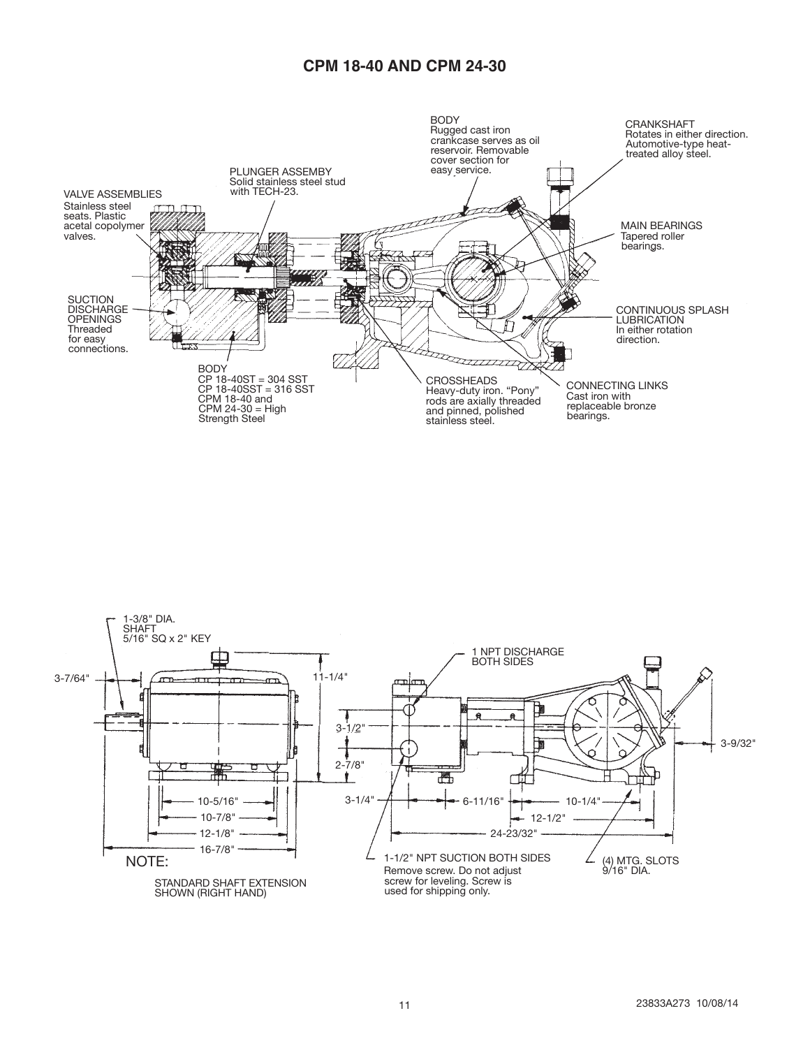# CPM 18-40 AND CPM 24-30

BODY
Rugged cast iron crankcase serves as oil reservoir. Removable cover section for easy service.

CRANKSHAFT
Rotates in either direction. Automotive-type heat-treated alloy steel.

PLUNGER ASSEMBY
Solid stainless steel stud with TECH-23.

VALVE ASSEMBLIES
Stainless steel seats. Plastic acetal copolymer valves.

MAIN BEARINGS
Tapered roller bearings.

SUCTION DISCHARGE OPENINGS
Threaded for easy connections.

CONTINUOUS SPLASH LUBRICATION
In either rotation direction.

BODY
CP 18-40ST = 304 SST
CP 18-40SST = 316 SST
CPM 18-40 and CPM 24-30 = High Strength Steel

CROSSHEADS
Heavy-duty iron. "Pony" rods are axially threaded and pinned, polished stainless steel.

CONNECTING LINKS
Cast iron with replaceable bronze bearings.

1-3/8" DIA. SHAFT
5/16" SQ x 2" KEY

3-7/64"

11-1/4"

10-5/16"

10-7/8"

12-1/8"

16-7/8"

NOTE:

STANDARD SHAFT EXTENSION SHOWN (RIGHT HAND)

1 NPT DISCHARGE BOTH SIDES

3-1/2"

2-7/8"

3-1/4"

6-11/16"

10-1/4"

12-1/2"

24-23/32"

3-9/32"

1-1/2" NPT SUCTION BOTH SIDES
Remove screw. Do not adjust screw for leveling. Screw is used for shipping only.

(4) MTG. SLOTS 9/16" DIA.

23833A273 10/08/14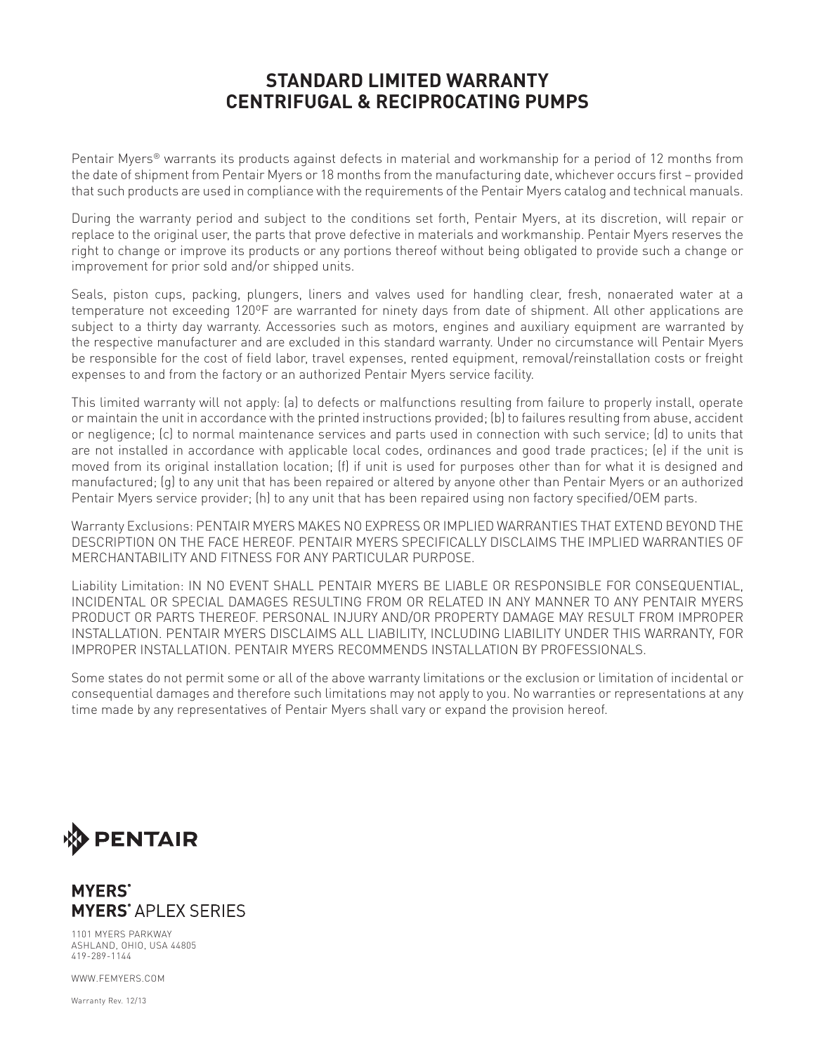# STANDARD LIMITED WARRANTY
# CENTRIFUGAL & RECIPROCATING PUMPS

Pentair Myers® warrants its products against defects in material and workmanship for a period of 12 months from the date of shipment from Pentair Myers or 18 months from the manufacturing date, whichever occurs first – provided that such products are used in compliance with the requirements of the Pentair Myers catalog and technical manuals.

During the warranty period and subject to the conditions set forth, Pentair Myers, at its discretion, will repair or replace to the original user, the parts that prove defective in materials and workmanship. Pentair Myers reserves the right to change or improve its products or any portions thereof without being obligated to provide such a change or improvement for prior sold and/or shipped units.

Seals, piston cups, packing, plungers, liners and valves used for handling clear, fresh, nonaerated water at a temperature not exceeding 120ºF are warranted for ninety days from date of shipment. All other applications are subject to a thirty day warranty. Accessories such as motors, engines and auxiliary equipment are warranted by the respective manufacturer and are excluded in this standard warranty. Under no circumstance will Pentair Myers be responsible for the cost of field labor, travel expenses, rented equipment, removal/reinstallation costs or freight expenses to and from the factory or an authorized Pentair Myers service facility.

This limited warranty will not apply: (a) to defects or malfunctions resulting from failure to properly install, operate or maintain the unit in accordance with the printed instructions provided; (b) to failures resulting from abuse, accident or negligence; (c) to normal maintenance services and parts used in connection with such service; (d) to units that are not installed in accordance with applicable local codes, ordinances and good trade practices; (e) if the unit is moved from its original installation location; (f) if unit is used for purposes other than for what it is designed and manufactured; (g) to any unit that has been repaired or altered by anyone other than Pentair Myers or an authorized Pentair Myers service provider; (h) to any unit that has been repaired using non factory specified/OEM parts.

Warranty Exclusions: PENTAIR MYERS MAKES NO EXPRESS OR IMPLIED WARRANTIES THAT EXTEND BEYOND THE DESCRIPTION ON THE FACE HEREOF. PENTAIR MYERS SPECIFICALLY DISCLAIMS THE IMPLIED WARRANTIES OF MERCHANTABILITY AND FITNESS FOR ANY PARTICULAR PURPOSE.

Liability Limitation: IN NO EVENT SHALL PENTAIR MYERS BE LIABLE OR RESPONSIBLE FOR CONSEQUENTIAL, INCIDENTAL OR SPECIAL DAMAGES RESULTING FROM OR RELATED IN ANY MANNER TO ANY PENTAIR MYERS PRODUCT OR PARTS THEREOF. PERSONAL INJURY AND/OR PROPERTY DAMAGE MAY RESULT FROM IMPROPER INSTALLATION. PENTAIR MYERS DISCLAIMS ALL LIABILITY, INCLUDING LIABILITY UNDER THIS WARRANTY, FOR IMPROPER INSTALLATION. PENTAIR MYERS RECOMMENDS INSTALLATION BY PROFESSIONALS.

Some states do not permit some or all of the above warranty limitations or the exclusion or limitation of incidental or consequential damages and therefore such limitations may not apply to you. No warranties or representations at any time made by any representatives of Pentair Myers shall vary or expand the provision hereof.

PENTAIR

MYERS®
MYERS® APLEX SERIES

1101 MYERS PARKWAY
ASHLAND, OHIO, USA 44805
419-289-1144

WWW.FEMYERS.COM

Warranty Rev. 12/13